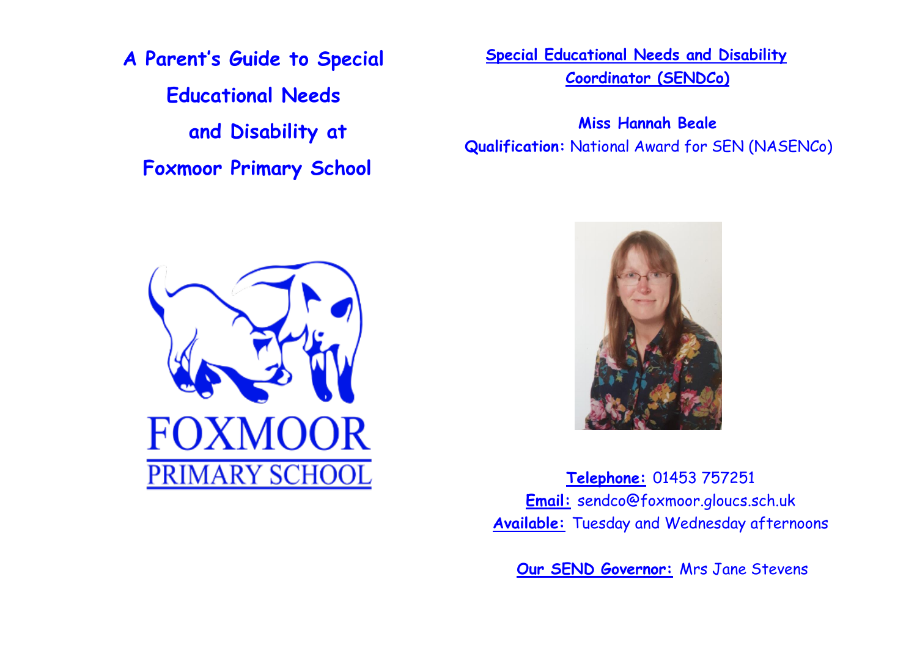# A Parent's Guide to Special Educational Needs and Disability at Foxmoor Primary School

FOXMOOR PRIMARY SCHOOL

## Special Educational Needs and Disability Coordinator (SENDCo)

**Miss Hannah Beale**

**Qualification:** National Award for SEN (NASENCo)

**Telephone:** 01453 757251

**Email:** sendco@foxmoor.gloucs.sch.uk

**Available:** Tuesday and Wednesday afternoons

**Our SEND Governor:** Mrs Jane Stevens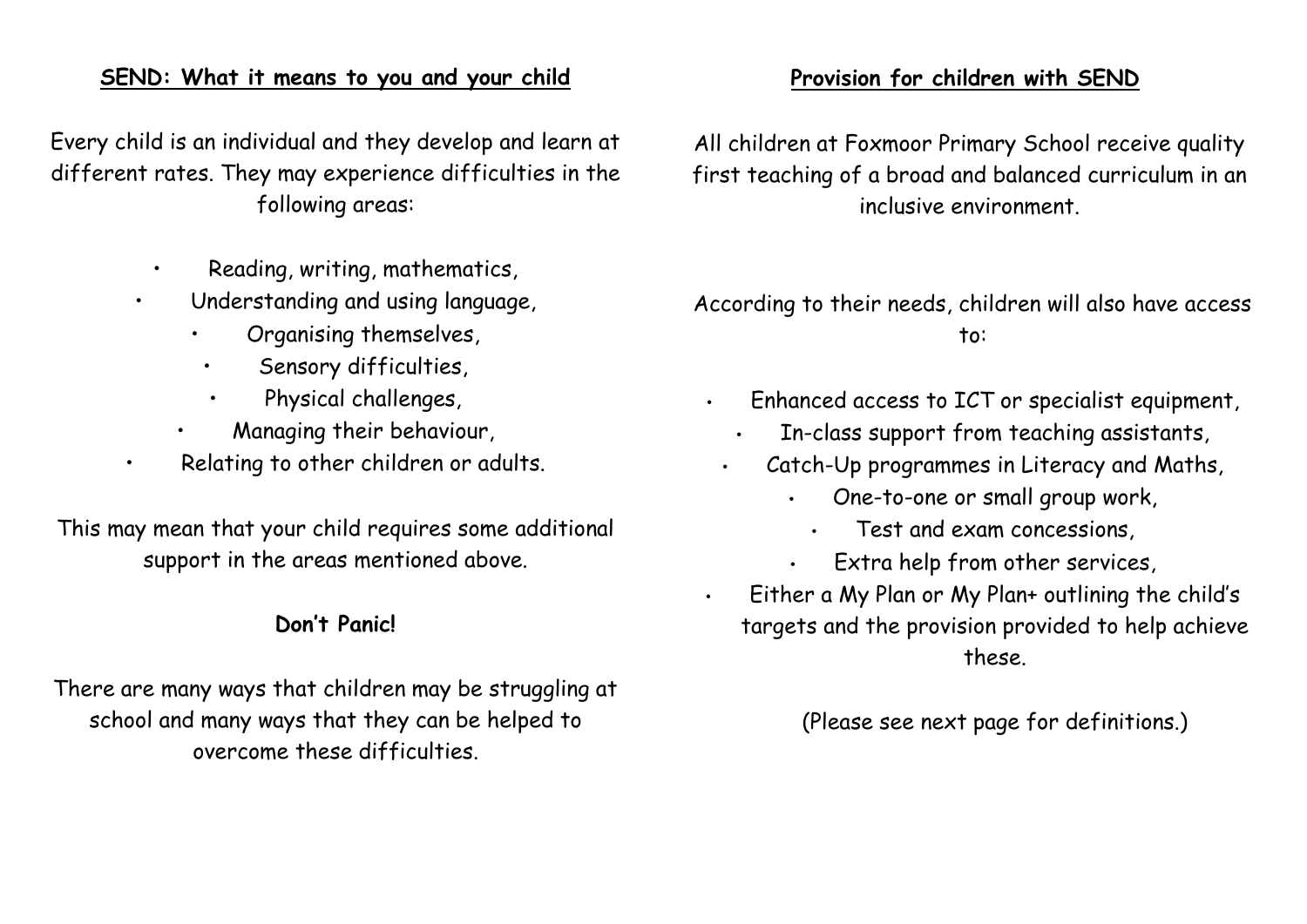## SEND: What it means to you and your child

Every child is an individual and they develop and learn at different rates. They may experience difficulties in the following areas:

- Reading, writing, mathematics,
- Understanding and using language,
- Organising themselves,
- Sensory difficulties,
- Physical challenges,
- Managing their behaviour,
- Relating to other children or adults.

This may mean that your child requires some additional support in the areas mentioned above.

**Don't Panic!**

There are many ways that children may be struggling at school and many ways that they can be helped to overcome these difficulties.

## Provision for children with SEND

All children at Foxmoor Primary School receive quality first teaching of a broad and balanced curriculum in an inclusive environment.

According to their needs, children will also have access to:

- Enhanced access to ICT or specialist equipment,
- In-class support from teaching assistants,
- Catch-Up programmes in Literacy and Maths,
- One-to-one or small group work,
- Test and exam concessions,
- Extra help from other services,
- Either a My Plan or My Plan+ outlining the child's targets and the provision provided to help achieve these.

(Please see next page for definitions.)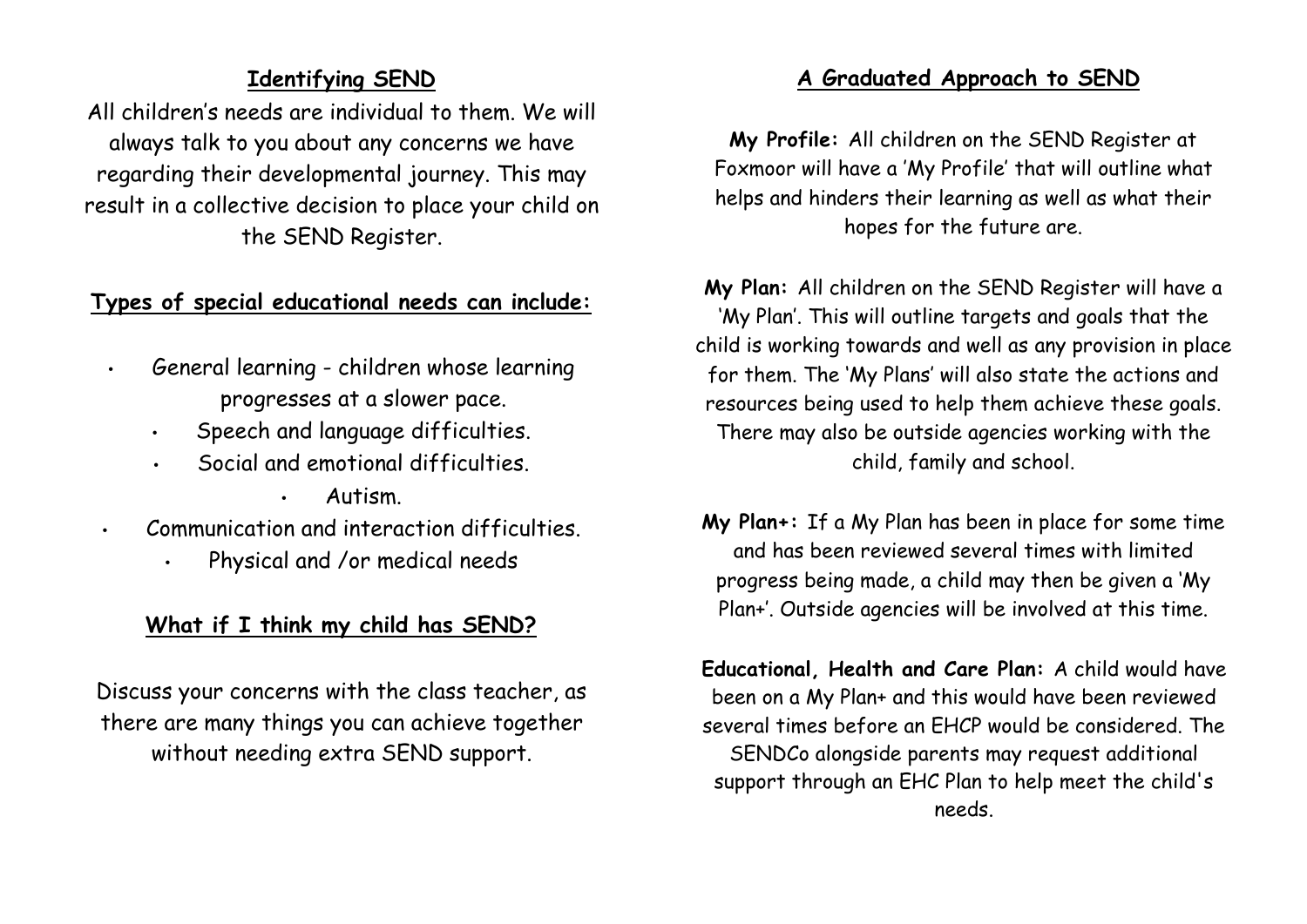## Identifying SEND

All children's needs are individual to them. We will always talk to you about any concerns we have regarding their developmental journey. This may result in a collective decision to place your child on the SEND Register.

## Types of special educational needs can include:

- General learning - children whose learning progresses at a slower pace.
- Speech and language difficulties.
- Social and emotional difficulties.
- Autism.
- Communication and interaction difficulties.
- Physical and /or medical needs

## What if I think my child has SEND?

Discuss your concerns with the class teacher, as there are many things you can achieve together without needing extra SEND support.

## A Graduated Approach to SEND

**My Profile:** All children on the SEND Register at Foxmoor will have a 'My Profile' that will outline what helps and hinders their learning as well as what their hopes for the future are.

**My Plan:** All children on the SEND Register will have a 'My Plan'. This will outline targets and goals that the child is working towards and well as any provision in place for them. The 'My Plans' will also state the actions and resources being used to help them achieve these goals. There may also be outside agencies working with the child, family and school.

**My Plan+:** If a My Plan has been in place for some time and has been reviewed several times with limited progress being made, a child may then be given a 'My Plan+'. Outside agencies will be involved at this time.

**Educational, Health and Care Plan:** A child would have been on a My Plan+ and this would have been reviewed several times before an EHCP would be considered. The SENDCo alongside parents may request additional support through an EHC Plan to help meet the child's needs.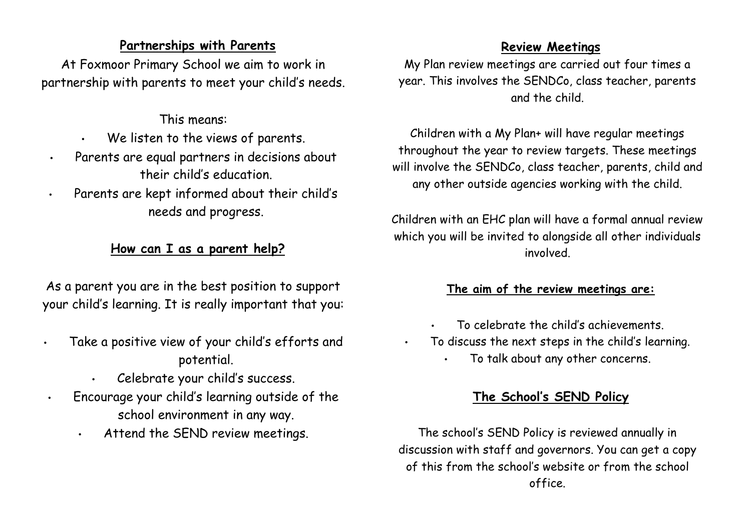## Partnerships with Parents

At Foxmoor Primary School we aim to work in partnership with parents to meet your child's needs.

This means:

- We listen to the views of parents.
- Parents are equal partners in decisions about their child's education.
- Parents are kept informed about their child's needs and progress.

## How can I as a parent help?

As a parent you are in the best position to support your child's learning. It is really important that you:

- Take a positive view of your child's efforts and potential.
- Celebrate your child's success.
- Encourage your child's learning outside of the school environment in any way.
- Attend the SEND review meetings.

## Review Meetings

My Plan review meetings are carried out four times a year. This involves the SENDCo, class teacher, parents and the child.

Children with a My Plan+ will have regular meetings throughout the year to review targets. These meetings will involve the SENDCo, class teacher, parents, child and any other outside agencies working with the child.

Children with an EHC plan will have a formal annual review which you will be invited to alongside all other individuals involved.

### The aim of the review meetings are:

- To celebrate the child's achievements.
- To discuss the next steps in the child's learning.
- To talk about any other concerns.

## The School's SEND Policy

The school's SEND Policy is reviewed annually in discussion with staff and governors. You can get a copy of this from the school's website or from the school office.